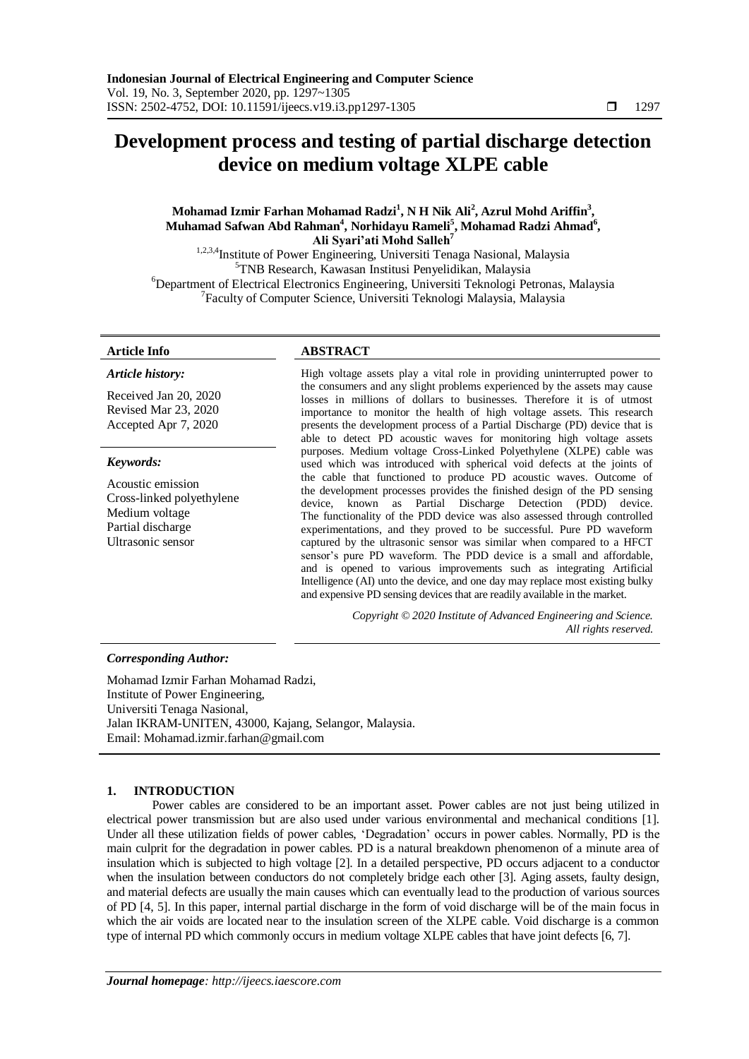# Development process and testing of partial discharge detection device on medium voltage XLPE cable

**Mohamad Izmir Farhan Mohamad Radzi[1], N H Nik Ali[2], Azrul Mohd Ariffin[3], Muhamad Safwan Abd Rahman[4], Norhidayu Rameli[5], Mohamad Radzi Ahmad[6], Ali Syari'ati Mohd Salleh[7]**

[1,2,3,4]Institute of Power Engineering, Universiti Tenaga Nasional, Malaysia
[5]TNB Research, Kawasan Institusi Penyelidikan, Malaysia
[6]Department of Electrical Electronics Engineering, Universiti Teknologi Petronas, Malaysia
[7]Faculty of Computer Science, Universiti Teknologi Malaysia, Malaysia

**Article Info**

*Article history:*

Received Jan 20, 2020
Revised Mar 23, 2020
Accepted Apr 7, 2020

*Keywords:*

Acoustic emission
Cross-linked polyethylene
Medium voltage
Partial discharge
Ultrasonic sensor

**ABSTRACT**

High voltage assets play a vital role in providing uninterrupted power to the consumers and any slight problems experienced by the assets may cause losses in millions of dollars to businesses. Therefore it is of utmost importance to monitor the health of high voltage assets. This research presents the development process of a Partial Discharge (PD) device that is able to detect PD acoustic waves for monitoring high voltage assets purposes. Medium voltage Cross-Linked Polyethylene (XLPE) cable was used which was introduced with spherical void defects at the joints of the cable that functioned to produce PD acoustic waves. Outcome of the development processes provides the finished design of the PD sensing device, known as Partial Discharge Detection (PDD) device. The functionality of the PDD device was also assessed through controlled experimentations, and they proved to be successful. Pure PD waveform captured by the ultrasonic sensor was similar when compared to a HFCT sensor's pure PD waveform. The PDD device is a small and affordable, and is opened to various improvements such as integrating Artificial Intelligence (AI) unto the device, and one day may replace most existing bulky and expensive PD sensing devices that are readily available in the market.

*Copyright © 2020 Institute of Advanced Engineering and Science. All rights reserved.*

*Corresponding Author:*

Mohamad Izmir Farhan Mohamad Radzi,
Institute of Power Engineering,
Universiti Tenaga Nasional,
Jalan IKRAM-UNITEN, 43000, Kajang, Selangor, Malaysia.
Email: Mohamad.izmir.farhan@gmail.com

## 1. INTRODUCTION

Power cables are considered to be an important asset. Power cables are not just being utilized in electrical power transmission but are also used under various environmental and mechanical conditions [1]. Under all these utilization fields of power cables, 'Degradation' occurs in power cables. Normally, PD is the main culprit for the degradation in power cables. PD is a natural breakdown phenomenon of a minute area of insulation which is subjected to high voltage [2]. In a detailed perspective, PD occurs adjacent to a conductor when the insulation between conductors do not completely bridge each other [3]. Aging assets, faulty design, and material defects are usually the main causes which can eventually lead to the production of various sources of PD [4, 5]. In this paper, internal partial discharge in the form of void discharge will be of the main focus in which the air voids are located near to the insulation screen of the XLPE cable. Void discharge is a common type of internal PD which commonly occurs in medium voltage XLPE cables that have joint defects [6, 7].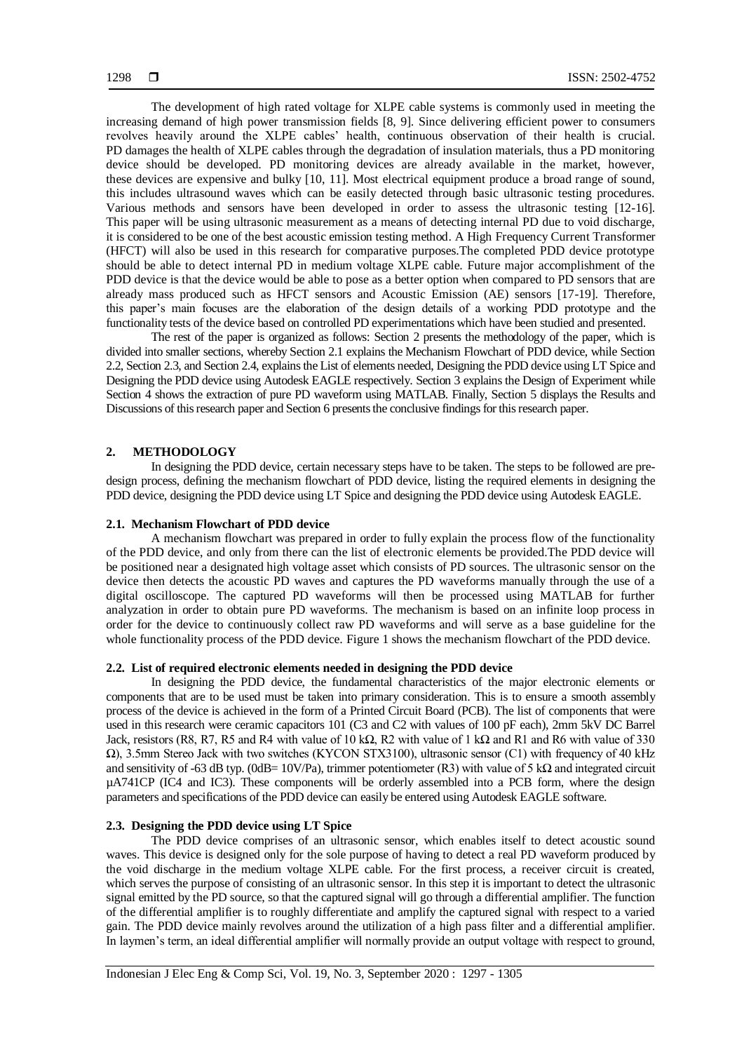The development of high rated voltage for XLPE cable systems is commonly used in meeting the increasing demand of high power transmission fields [8, 9]. Since delivering efficient power to consumers revolves heavily around the XLPE cables' health, continuous observation of their health is crucial. PD damages the health of XLPE cables through the degradation of insulation materials, thus a PD monitoring device should be developed. PD monitoring devices are already available in the market, however, these devices are expensive and bulky [10, 11]. Most electrical equipment produce a broad range of sound, this includes ultrasound waves which can be easily detected through basic ultrasonic testing procedures. Various methods and sensors have been developed in order to assess the ultrasonic testing [12-16]. This paper will be using ultrasonic measurement as a means of detecting internal PD due to void discharge, it is considered to be one of the best acoustic emission testing method. A High Frequency Current Transformer (HFCT) will also be used in this research for comparative purposes.The completed PDD device prototype should be able to detect internal PD in medium voltage XLPE cable. Future major accomplishment of the PDD device is that the device would be able to pose as a better option when compared to PD sensors that are already mass produced such as HFCT sensors and Acoustic Emission (AE) sensors [17-19]. Therefore, this paper's main focuses are the elaboration of the design details of a working PDD prototype and the functionality tests of the device based on controlled PD experimentations which have been studied and presented.

The rest of the paper is organized as follows: Section 2 presents the methodology of the paper, which is divided into smaller sections, whereby Section 2.1 explains the Mechanism Flowchart of PDD device, while Section 2.2, Section 2.3, and Section 2.4, explains the List of elements needed, Designing the PDD device using LT Spice and Designing the PDD device using Autodesk EAGLE respectively. Section 3 explains the Design of Experiment while Section 4 shows the extraction of pure PD waveform using MATLAB. Finally, Section 5 displays the Results and Discussions of this research paper and Section 6 presents the conclusive findings for this research paper.

## 2. METHODOLOGY

In designing the PDD device, certain necessary steps have to be taken. The steps to be followed are pre-design process, defining the mechanism flowchart of PDD device, listing the required elements in designing the PDD device, designing the PDD device using LT Spice and designing the PDD device using Autodesk EAGLE.

### 2.1. Mechanism Flowchart of PDD device

A mechanism flowchart was prepared in order to fully explain the process flow of the functionality of the PDD device, and only from there can the list of electronic elements be provided.The PDD device will be positioned near a designated high voltage asset which consists of PD sources. The ultrasonic sensor on the device then detects the acoustic PD waves and captures the PD waveforms manually through the use of a digital oscilloscope. The captured PD waveforms will then be processed using MATLAB for further analyzation in order to obtain pure PD waveforms. The mechanism is based on an infinite loop process in order for the device to continuously collect raw PD waveforms and will serve as a base guideline for the whole functionality process of the PDD device. Figure 1 shows the mechanism flowchart of the PDD device.

### 2.2. List of required electronic elements needed in designing the PDD device

In designing the PDD device, the fundamental characteristics of the major electronic elements or components that are to be used must be taken into primary consideration. This is to ensure a smooth assembly process of the device is achieved in the form of a Printed Circuit Board (PCB). The list of components that were used in this research were ceramic capacitors 101 (C3 and C2 with values of 100 pF each), 2mm 5kV DC Barrel Jack, resistors (R8, R7, R5 and R4 with value of 10 kΩ, R2 with value of 1 kΩ and R1 and R6 with value of 330 Ω), 3.5mm Stereo Jack with two switches (KYCON STX3100), ultrasonic sensor (C1) with frequency of 40 kHz and sensitivity of -63 dB typ. (0dB= 10V/Pa), trimmer potentiometer (R3) with value of 5 kΩ and integrated circuit µA741CP (IC4 and IC3). These components will be orderly assembled into a PCB form, where the design parameters and specifications of the PDD device can easily be entered using Autodesk EAGLE software.

### 2.3. Designing the PDD device using LT Spice

The PDD device comprises of an ultrasonic sensor, which enables itself to detect acoustic sound waves. This device is designed only for the sole purpose of having to detect a real PD waveform produced by the void discharge in the medium voltage XLPE cable. For the first process, a receiver circuit is created, which serves the purpose of consisting of an ultrasonic sensor. In this step it is important to detect the ultrasonic signal emitted by the PD source, so that the captured signal will go through a differential amplifier. The function of the differential amplifier is to roughly differentiate and amplify the captured signal with respect to a varied gain. The PDD device mainly revolves around the utilization of a high pass filter and a differential amplifier. In laymen's term, an ideal differential amplifier will normally provide an output voltage with respect to ground,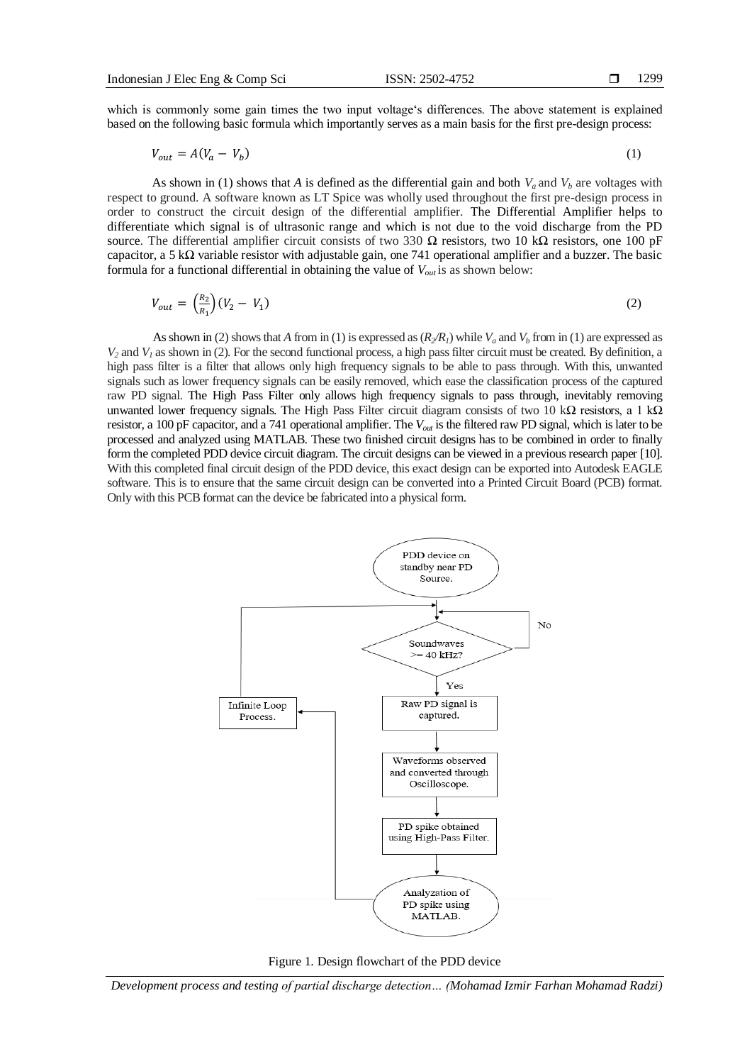which is commonly some gain times the two input voltage's differences. The above statement is explained based on the following basic formula which importantly serves as a main basis for the first pre-design process:

$$V_{out} = A(V_a - V_b) \tag{1}$$

As shown in (1) shows that *A* is defined as the differential gain and both $V_a$ and $V_b$ are voltages with respect to ground. A software known as LT Spice was wholly used throughout the first pre-design process in order to construct the circuit design of the differential amplifier. The Differential Amplifier helps to differentiate which signal is of ultrasonic range and which is not due to the void discharge from the PD source. The differential amplifier circuit consists of two 330 Ω resistors, two 10 kΩ resistors, one 100 pF capacitor, a 5 kΩ variable resistor with adjustable gain, one 741 operational amplifier and a buzzer. The basic formula for a functional differential in obtaining the value of $V_{out}$ is as shown below:

$$V_{out} = \left(\frac{R_2}{R_1}\right)(V_2 - V_1) \tag{2}$$

As shown in (2) shows that *A* from in (1) is expressed as $(R_2/R_1)$ while $V_a$ and $V_b$ from in (1) are expressed as $V_2$ and $V_1$ as shown in (2). For the second functional process, a high pass filter circuit must be created. By definition, a high pass filter is a filter that allows only high frequency signals to be able to pass through. With this, unwanted signals such as lower frequency signals can be easily removed, which ease the classification process of the captured raw PD signal. The High Pass Filter only allows high frequency signals to pass through, inevitably removing unwanted lower frequency signals. The High Pass Filter circuit diagram consists of two 10 kΩ resistors, a 1 kΩ resistor, a 100 pF capacitor, and a 741 operational amplifier. The $V_{out}$ is the filtered raw PD signal, which is later to be processed and analyzed using MATLAB. These two finished circuit designs has to be combined in order to finally form the completed PDD device circuit diagram. The circuit designs can be viewed in a previous research paper [10]. With this completed final circuit design of the PDD device, this exact design can be exported into Autodesk EAGLE software. This is to ensure that the same circuit design can be converted into a Printed Circuit Board (PCB) format. Only with this PCB format can the device be fabricated into a physical form.

PDD device on standby near PD Source.

Soundwaves >= 40 kHz?

No

Yes

Raw PD signal is captured.

Infinite Loop Process.

Waveforms observed and converted through Oscilloscope.

PD spike obtained using High-Pass Filter.

Analyzation of PD spike using MATLAB.

Figure 1. Design flowchart of the PDD device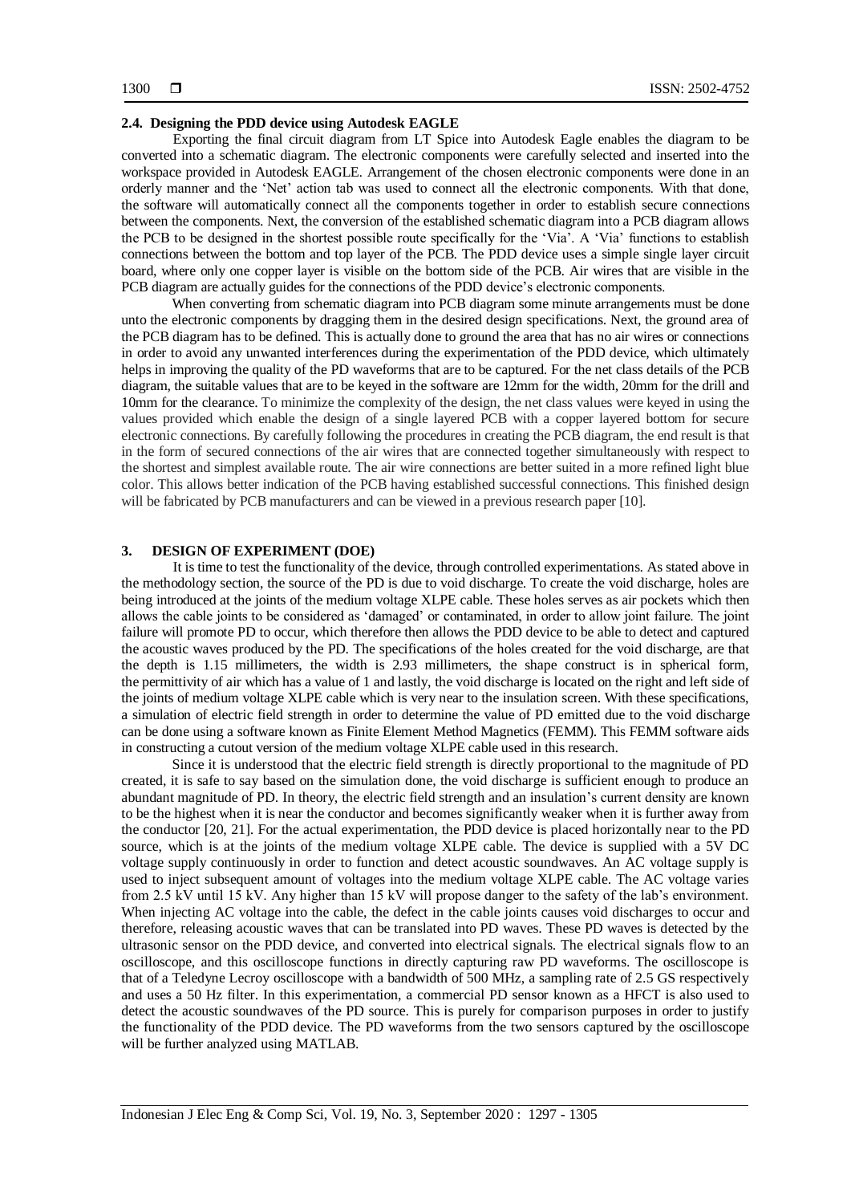### 2.4. Designing the PDD device using Autodesk EAGLE

Exporting the final circuit diagram from LT Spice into Autodesk Eagle enables the diagram to be converted into a schematic diagram. The electronic components were carefully selected and inserted into the workspace provided in Autodesk EAGLE. Arrangement of the chosen electronic components were done in an orderly manner and the 'Net' action tab was used to connect all the electronic components. With that done, the software will automatically connect all the components together in order to establish secure connections between the components. Next, the conversion of the established schematic diagram into a PCB diagram allows the PCB to be designed in the shortest possible route specifically for the 'Via'. A 'Via' functions to establish connections between the bottom and top layer of the PCB. The PDD device uses a simple single layer circuit board, where only one copper layer is visible on the bottom side of the PCB. Air wires that are visible in the PCB diagram are actually guides for the connections of the PDD device's electronic components.

When converting from schematic diagram into PCB diagram some minute arrangements must be done unto the electronic components by dragging them in the desired design specifications. Next, the ground area of the PCB diagram has to be defined. This is actually done to ground the area that has no air wires or connections in order to avoid any unwanted interferences during the experimentation of the PDD device, which ultimately helps in improving the quality of the PD waveforms that are to be captured. For the net class details of the PCB diagram, the suitable values that are to be keyed in the software are 12mm for the width, 20mm for the drill and 10mm for the clearance. To minimize the complexity of the design, the net class values were keyed in using the values provided which enable the design of a single layered PCB with a copper layered bottom for secure electronic connections. By carefully following the procedures in creating the PCB diagram, the end result is that in the form of secured connections of the air wires that are connected together simultaneously with respect to the shortest and simplest available route. The air wire connections are better suited in a more refined light blue color. This allows better indication of the PCB having established successful connections. This finished design will be fabricated by PCB manufacturers and can be viewed in a previous research paper [10].

## 3. DESIGN OF EXPERIMENT (DOE)

It is time to test the functionality of the device, through controlled experimentations. As stated above in the methodology section, the source of the PD is due to void discharge. To create the void discharge, holes are being introduced at the joints of the medium voltage XLPE cable. These holes serves as air pockets which then allows the cable joints to be considered as 'damaged' or contaminated, in order to allow joint failure. The joint failure will promote PD to occur, which therefore then allows the PDD device to be able to detect and captured the acoustic waves produced by the PD. The specifications of the holes created for the void discharge, are that the depth is 1.15 millimeters, the width is 2.93 millimeters, the shape construct is in spherical form, the permittivity of air which has a value of 1 and lastly, the void discharge is located on the right and left side of the joints of medium voltage XLPE cable which is very near to the insulation screen. With these specifications, a simulation of electric field strength in order to determine the value of PD emitted due to the void discharge can be done using a software known as Finite Element Method Magnetics (FEMM). This FEMM software aids in constructing a cutout version of the medium voltage XLPE cable used in this research.

Since it is understood that the electric field strength is directly proportional to the magnitude of PD created, it is safe to say based on the simulation done, the void discharge is sufficient enough to produce an abundant magnitude of PD. In theory, the electric field strength and an insulation's current density are known to be the highest when it is near the conductor and becomes significantly weaker when it is further away from the conductor [20, 21]. For the actual experimentation, the PDD device is placed horizontally near to the PD source, which is at the joints of the medium voltage XLPE cable. The device is supplied with a 5V DC voltage supply continuously in order to function and detect acoustic soundwaves. An AC voltage supply is used to inject subsequent amount of voltages into the medium voltage XLPE cable. The AC voltage varies from 2.5 kV until 15 kV. Any higher than 15 kV will propose danger to the safety of the lab's environment. When injecting AC voltage into the cable, the defect in the cable joints causes void discharges to occur and therefore, releasing acoustic waves that can be translated into PD waves. These PD waves is detected by the ultrasonic sensor on the PDD device, and converted into electrical signals. The electrical signals flow to an oscilloscope, and this oscilloscope functions in directly capturing raw PD waveforms. The oscilloscope is that of a Teledyne Lecroy oscilloscope with a bandwidth of 500 MHz, a sampling rate of 2.5 GS respectively and uses a 50 Hz filter. In this experimentation, a commercial PD sensor known as a HFCT is also used to detect the acoustic soundwaves of the PD source. This is purely for comparison purposes in order to justify the functionality of the PDD device. The PD waveforms from the two sensors captured by the oscilloscope will be further analyzed using MATLAB.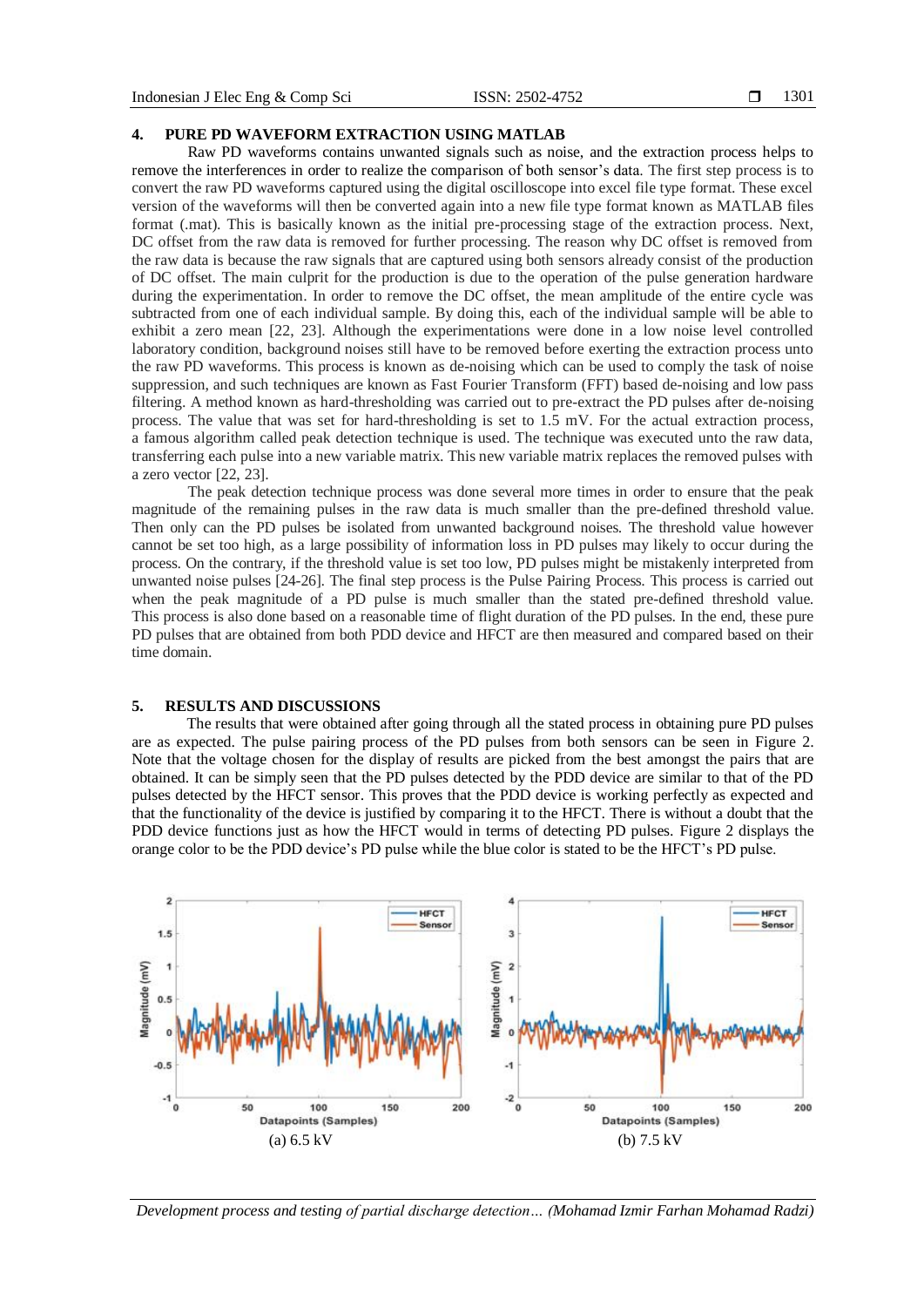## 4. PURE PD WAVEFORM EXTRACTION USING MATLAB

Raw PD waveforms contains unwanted signals such as noise, and the extraction process helps to remove the interferences in order to realize the comparison of both sensor's data. The first step process is to convert the raw PD waveforms captured using the digital oscilloscope into excel file type format. These excel version of the waveforms will then be converted again into a new file type format known as MATLAB files format (.mat). This is basically known as the initial pre-processing stage of the extraction process. Next, DC offset from the raw data is removed for further processing. The reason why DC offset is removed from the raw data is because the raw signals that are captured using both sensors already consist of the production of DC offset. The main culprit for the production is due to the operation of the pulse generation hardware during the experimentation. In order to remove the DC offset, the mean amplitude of the entire cycle was subtracted from one of each individual sample. By doing this, each of the individual sample will be able to exhibit a zero mean [22, 23]. Although the experimentations were done in a low noise level controlled laboratory condition, background noises still have to be removed before exerting the extraction process unto the raw PD waveforms. This process is known as de-noising which can be used to comply the task of noise suppression, and such techniques are known as Fast Fourier Transform (FFT) based de-noising and low pass filtering. A method known as hard-thresholding was carried out to pre-extract the PD pulses after de-noising process. The value that was set for hard-thresholding is set to 1.5 mV. For the actual extraction process, a famous algorithm called peak detection technique is used. The technique was executed unto the raw data, transferring each pulse into a new variable matrix. This new variable matrix replaces the removed pulses with a zero vector [22, 23].

The peak detection technique process was done several more times in order to ensure that the peak magnitude of the remaining pulses in the raw data is much smaller than the pre-defined threshold value. Then only can the PD pulses be isolated from unwanted background noises. The threshold value however cannot be set too high, as a large possibility of information loss in PD pulses may likely to occur during the process. On the contrary, if the threshold value is set too low, PD pulses might be mistakenly interpreted from unwanted noise pulses [24-26]. The final step process is the Pulse Pairing Process. This process is carried out when the peak magnitude of a PD pulse is much smaller than the stated pre-defined threshold value. This process is also done based on a reasonable time of flight duration of the PD pulses. In the end, these pure PD pulses that are obtained from both PDD device and HFCT are then measured and compared based on their time domain.

## 5. RESULTS AND DISCUSSIONS

The results that were obtained after going through all the stated process in obtaining pure PD pulses are as expected. The pulse pairing process of the PD pulses from both sensors can be seen in Figure 2. Note that the voltage chosen for the display of results are picked from the best amongst the pairs that are obtained. It can be simply seen that the PD pulses detected by the PDD device are similar to that of the PD pulses detected by the HFCT sensor. This proves that the PDD device is working perfectly as expected and that the functionality of the device is justified by comparing it to the HFCT. There is without a doubt that the PDD device functions just as how the HFCT would in terms of detecting PD pulses. Figure 2 displays the orange color to be the PDD device's PD pulse while the blue color is stated to be the HFCT's PD pulse.

(a) 6.5 kV

(b) 7.5 kV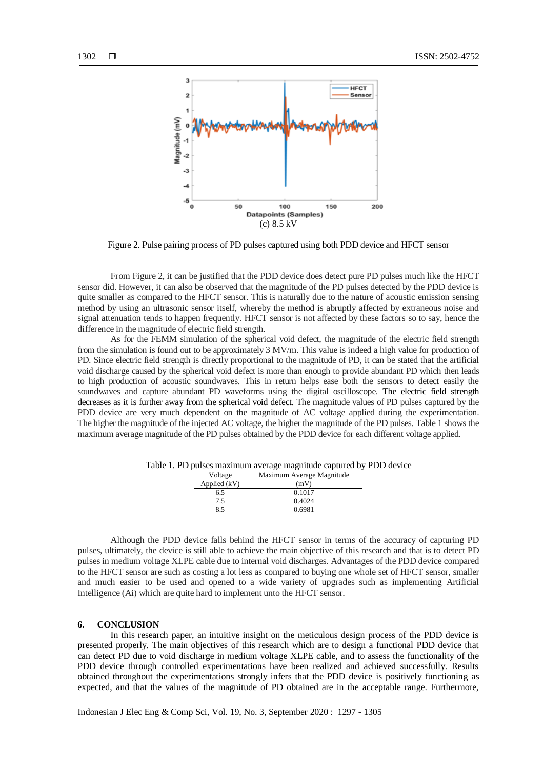(c) 8.5 kV

Figure 2. Pulse pairing process of PD pulses captured using both PDD device and HFCT sensor

From Figure 2, it can be justified that the PDD device does detect pure PD pulses much like the HFCT sensor did. However, it can also be observed that the magnitude of the PD pulses detected by the PDD device is quite smaller as compared to the HFCT sensor. This is naturally due to the nature of acoustic emission sensing method by using an ultrasonic sensor itself, whereby the method is abruptly affected by extraneous noise and signal attenuation tends to happen frequently. HFCT sensor is not affected by these factors so to say, hence the difference in the magnitude of electric field strength.

As for the FEMM simulation of the spherical void defect, the magnitude of the electric field strength from the simulation is found out to be approximately 3 MV/m. This value is indeed a high value for production of PD. Since electric field strength is directly proportional to the magnitude of PD, it can be stated that the artificial void discharge caused by the spherical void defect is more than enough to provide abundant PD which then leads to high production of acoustic soundwaves. This in return helps ease both the sensors to detect easily the soundwaves and capture abundant PD waveforms using the digital oscilloscope. The electric field strength decreases as it is further away from the spherical void defect. The magnitude values of PD pulses captured by the PDD device are very much dependent on the magnitude of AC voltage applied during the experimentation. The higher the magnitude of the injected AC voltage, the higher the magnitude of the PD pulses. Table 1 shows the maximum average magnitude of the PD pulses obtained by the PDD device for each different voltage applied.

Table 1. PD pulses maximum average magnitude captured by PDD device

| Voltage Applied (kV) | Maximum Average Magnitude (mV) |
|---|---|
| 6.5 | 0.1017 |
| 7.5 | 0.4024 |
| 8.5 | 0.6981 |

Although the PDD device falls behind the HFCT sensor in terms of the accuracy of capturing PD pulses, ultimately, the device is still able to achieve the main objective of this research and that is to detect PD pulses in medium voltage XLPE cable due to internal void discharges. Advantages of the PDD device compared to the HFCT sensor are such as costing a lot less as compared to buying one whole set of HFCT sensor, smaller and much easier to be used and opened to a wide variety of upgrades such as implementing Artificial Intelligence (Ai) which are quite hard to implement unto the HFCT sensor.

## 6. CONCLUSION

In this research paper, an intuitive insight on the meticulous design process of the PDD device is presented properly. The main objectives of this research which are to design a functional PDD device that can detect PD due to void discharge in medium voltage XLPE cable, and to assess the functionality of the PDD device through controlled experimentations have been realized and achieved successfully. Results obtained throughout the experimentations strongly infers that the PDD device is positively functioning as expected, and that the values of the magnitude of PD obtained are in the acceptable range. Furthermore,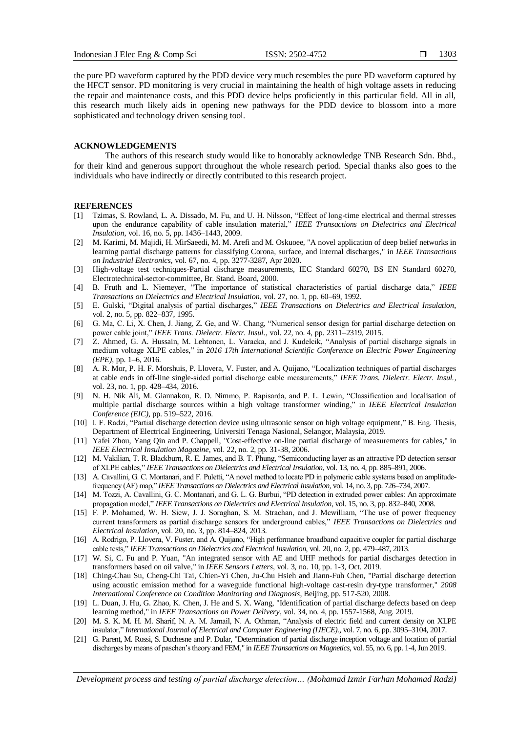the pure PD waveform captured by the PDD device very much resembles the pure PD waveform captured by the HFCT sensor. PD monitoring is very crucial in maintaining the health of high voltage assets in reducing the repair and maintenance costs, and this PDD device helps proficiently in this particular field. All in all, this research much likely aids in opening new pathways for the PDD device to blossom into a more sophisticated and technology driven sensing tool.

## ACKNOWLEDGEMENTS

The authors of this research study would like to honorably acknowledge TNB Research Sdn. Bhd., for their kind and generous support throughout the whole research period. Special thanks also goes to the individuals who have indirectly or directly contributed to this research project.

## REFERENCES

[1] Tzimas, S. Rowland, L. A. Dissado, M. Fu, and U. H. Nilsson, "Effect of long-time electrical and thermal stresses upon the endurance capability of cable insulation material," *IEEE Transactions on Dielectrics and Electrical Insulation*, vol. 16, no. 5, pp. 1436–1443, 2009.

[2] M. Karimi, M. Majidi, H. MirSaeedi, M. M. Arefi and M. Oskuoee, "A novel application of deep belief networks in learning partial discharge patterns for classifying Corona, surface, and internal discharges," in *IEEE Transactions on Industrial Electronics*, vol. 67, no. 4, pp. 3277-3287, Apr 2020.

[3] High-voltage test techniques-Partial discharge measurements, IEC Standard 60270, BS EN Standard 60270, Electrotechnical-sector-committee, Br. Stand. Board, 2000.

[4] B. Fruth and L. Niemeyer, "The importance of statistical characteristics of partial discharge data," *IEEE Transactions on Dielectrics and Electrical Insulation*, vol. 27, no. 1, pp. 60–69, 1992.

[5] E. Gulski, "Digital analysis of partial discharges," *IEEE Transactions on Dielectrics and Electrical Insulation*, vol. 2, no. 5, pp. 822–837, 1995.

[6] G. Ma, C. Li, X. Chen, J. Jiang, Z. Ge, and W. Chang, "Numerical sensor design for partial discharge detection on power cable joint," *IEEE Trans. Dielectr. Electr. Insul.*, vol. 22, no. 4, pp. 2311–2319, 2015.

[7] Z. Ahmed, G. A. Hussain, M. Lehtonen, L. Varacka, and J. Kudelcik, "Analysis of partial discharge signals in medium voltage XLPE cables," in *2016 17th International Scientific Conference on Electric Power Engineering (EPE)*, pp. 1–6, 2016.

[8] A. R. Mor, P. H. F. Morshuis, P. Llovera, V. Fuster, and A. Quijano, "Localization techniques of partial discharges at cable ends in off-line single-sided partial discharge cable measurements," *IEEE Trans. Dielectr. Electr. Insul.*, vol. 23, no. 1, pp. 428–434, 2016.

[9] N. H. Nik Ali, M. Giannakou, R. D. Nimmo, P. Rapisarda, and P. L. Lewin, "Classification and localisation of multiple partial discharge sources within a high voltage transformer winding," in *IEEE Electrical Insulation Conference (EIC)*, pp. 519–522, 2016.

[10] I. F. Radzi, "Partial discharge detection device using ultrasonic sensor on high voltage equipment," B. Eng. Thesis, Department of Electrical Engineering, Universiti Tenaga Nasional, Selangor, Malaysia, 2019.

[11] Yafei Zhou, Yang Qin and P. Chappell, "Cost-effective on-line partial discharge of measurements for cables," in *IEEE Electrical Insulation Magazine*, vol. 22, no. 2, pp. 31-38, 2006.

[12] M. Vakilian, T. R. Blackburn, R. E. James, and B. T. Phung, "Semiconducting layer as an attractive PD detection sensor of XLPE cables," *IEEE Transactions on Dielectrics and Electrical Insulation*, vol. 13, no. 4, pp. 885–891, 2006.

[13] A. Cavallini, G. C. Montanari, and F. Puletti, "A novel method to locate PD in polymeric cable systems based on amplitude-frequency (AF) map," *IEEE Transactions on Dielectrics and Electrical Insulation*, vol. 14, no. 3, pp. 726–734, 2007.

[14] M. Tozzi, A. Cavallini, G. C. Montanari, and G. L. G. Burbui, "PD detection in extruded power cables: An approximate propagation model," *IEEE Transactions on Dielectrics and Electrical Insulation*, vol. 15, no. 3, pp. 832–840, 2008.

[15] F. P. Mohamed, W. H. Siew, J. J. Soraghan, S. M. Strachan, and J. Mcwilliam, "The use of power frequency current transformers as partial discharge sensors for underground cables," *IEEE Transactions on Dielectrics and Electrical Insulation*, vol. 20, no. 3, pp. 814–824, 2013.

[16] A. Rodrigo, P. Llovera, V. Fuster, and A. Quijano, "High performance broadband capacitive coupler for partial discharge cable tests," *IEEE Transactions on Dielectrics and Electrical Insulation*, vol. 20, no. 2, pp. 479–487, 2013.

[17] W. Si, C. Fu and P. Yuan, "An integrated sensor with AE and UHF methods for partial discharges detection in transformers based on oil valve," in *IEEE Sensors Letters*, vol. 3, no. 10, pp. 1-3, Oct. 2019.

[18] Ching-Chau Su, Cheng-Chi Tai, Chien-Yi Chen, Ju-Chu Hsieh and Jiann-Fuh Chen, "Partial discharge detection using acoustic emission method for a waveguide functional high-voltage cast-resin dry-type transformer," *2008 International Conference on Condition Monitoring and Diagnosis*, Beijing, pp. 517-520, 2008.

[19] L. Duan, J. Hu, G. Zhao, K. Chen, J. He and S. X. Wang, "Identification of partial discharge defects based on deep learning method," in *IEEE Transactions on Power Delivery*, vol. 34, no. 4, pp. 1557-1568, Aug. 2019.

[20] M. S. K. M. H. M. Sharif, N. A. M. Jamail, N. A. Othman, "Analysis of electric field and current density on XLPE insulator," *International Journal of Electrical and Computer Engineering (IJECE).*, vol. 7, no. 6, pp. 3095–3104, 2017.

[21] G. Parent, M. Rossi, S. Duchesne and P. Dular, "Determination of partial discharge inception voltage and location of partial discharges by means of paschen's theory and FEM," in *IEEE Transactions on Magnetics*, vol. 55, no. 6, pp. 1-4, Jun 2019.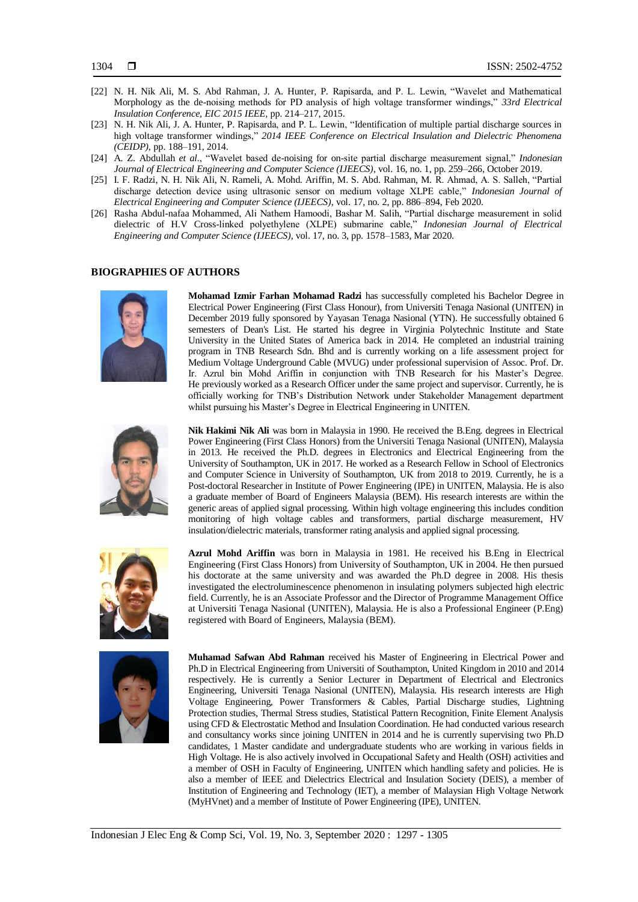[22] N. H. Nik Ali, M. S. Abd Rahman, J. A. Hunter, P. Rapisarda, and P. L. Lewin, "Wavelet and Mathematical Morphology as the de-noising methods for PD analysis of high voltage transformer windings," *33rd Electrical Insulation Conference, EIC 2015 IEEE*, pp. 214–217, 2015.

[23] N. H. Nik Ali, J. A. Hunter, P. Rapisarda, and P. L. Lewin, "Identification of multiple partial discharge sources in high voltage transformer windings," *2014 IEEE Conference on Electrical Insulation and Dielectric Phenomena (CEIDP)*, pp. 188–191, 2014.

[24] A. Z. Abdullah *et al*., "Wavelet based de-noising for on-site partial discharge measurement signal," *Indonesian Journal of Electrical Engineering and Computer Science (IJEECS)*, vol. 16, no. 1, pp. 259–266, October 2019.

[25] I. F. Radzi, N. H. Nik Ali, N. Rameli, A. Mohd. Ariffin, M. S. Abd. Rahman, M. R. Ahmad, A. S. Salleh, "Partial discharge detection device using ultrasonic sensor on medium voltage XLPE cable," *Indonesian Journal of Electrical Engineering and Computer Science (IJEECS)*, vol. 17, no. 2, pp. 886–894, Feb 2020.

[26] Rasha Abdul-nafaa Mohammed, Ali Nathem Hamoodi, Bashar M. Salih, "Partial discharge measurement in solid dielectric of H.V Cross-linked polyethylene (XLPE) submarine cable," *Indonesian Journal of Electrical Engineering and Computer Science (IJEECS)*, vol. 17, no. 3, pp. 1578–1583, Mar 2020.

## BIOGRAPHIES OF AUTHORS

**Mohamad Izmir Farhan Mohamad Radzi** has successfully completed his Bachelor Degree in Electrical Power Engineering (First Class Honour), from Universiti Tenaga Nasional (UNITEN) in December 2019 fully sponsored by Yayasan Tenaga Nasional (YTN). He successfully obtained 6 semesters of Dean's List. He started his degree in Virginia Polytechnic Institute and State University in the United States of America back in 2014. He completed an industrial training program in TNB Research Sdn. Bhd and is currently working on a life assessment project for Medium Voltage Underground Cable (MVUG) under professional supervision of Assoc. Prof. Dr. Ir. Azrul bin Mohd Ariffin in conjunction with TNB Research for his Master's Degree. He previously worked as a Research Officer under the same project and supervisor. Currently, he is officially working for TNB's Distribution Network under Stakeholder Management department whilst pursuing his Master's Degree in Electrical Engineering in UNITEN.

**Nik Hakimi Nik Ali** was born in Malaysia in 1990. He received the B.Eng. degrees in Electrical Power Engineering (First Class Honors) from the Universiti Tenaga Nasional (UNITEN), Malaysia in 2013. He received the Ph.D. degrees in Electronics and Electrical Engineering from the University of Southampton, UK in 2017. He worked as a Research Fellow in School of Electronics and Computer Science in University of Southampton, UK from 2018 to 2019. Currently, he is a Post-doctoral Researcher in Institute of Power Engineering (IPE) in UNITEN, Malaysia. He is also a graduate member of Board of Engineers Malaysia (BEM). His research interests are within the generic areas of applied signal processing. Within high voltage engineering this includes condition monitoring of high voltage cables and transformers, partial discharge measurement, HV insulation/dielectric materials, transformer rating analysis and applied signal processing.

**Azrul Mohd Ariffin** was born in Malaysia in 1981. He received his B.Eng in Electrical Engineering (First Class Honors) from University of Southampton, UK in 2004. He then pursued his doctorate at the same university and was awarded the Ph.D degree in 2008. His thesis investigated the electroluminescence phenomenon in insulating polymers subjected high electric field. Currently, he is an Associate Professor and the Director of Programme Management Office at Universiti Tenaga Nasional (UNITEN), Malaysia. He is also a Professional Engineer (P.Eng) registered with Board of Engineers, Malaysia (BEM).

**Muhamad Safwan Abd Rahman** received his Master of Engineering in Electrical Power and Ph.D in Electrical Engineering from Universiti of Southampton, United Kingdom in 2010 and 2014 respectively. He is currently a Senior Lecturer in Department of Electrical and Electronics Engineering, Universiti Tenaga Nasional (UNITEN), Malaysia. His research interests are High Voltage Engineering, Power Transformers & Cables, Partial Discharge studies, Lightning Protection studies, Thermal Stress studies, Statistical Pattern Recognition, Finite Element Analysis using CFD & Electrostatic Method and Insulation Coordination. He had conducted various research and consultancy works since joining UNITEN in 2014 and he is currently supervising two Ph.D candidates, 1 Master candidate and undergraduate students who are working in various fields in High Voltage. He is also actively involved in Occupational Safety and Health (OSH) activities and a member of OSH in Faculty of Engineering, UNITEN which handling safety and policies. He is also a member of IEEE and Dielectrics Electrical and Insulation Society (DEIS), a member of Institution of Engineering and Technology (IET), a member of Malaysian High Voltage Network (MyHVnet) and a member of Institute of Power Engineering (IPE), UNITEN.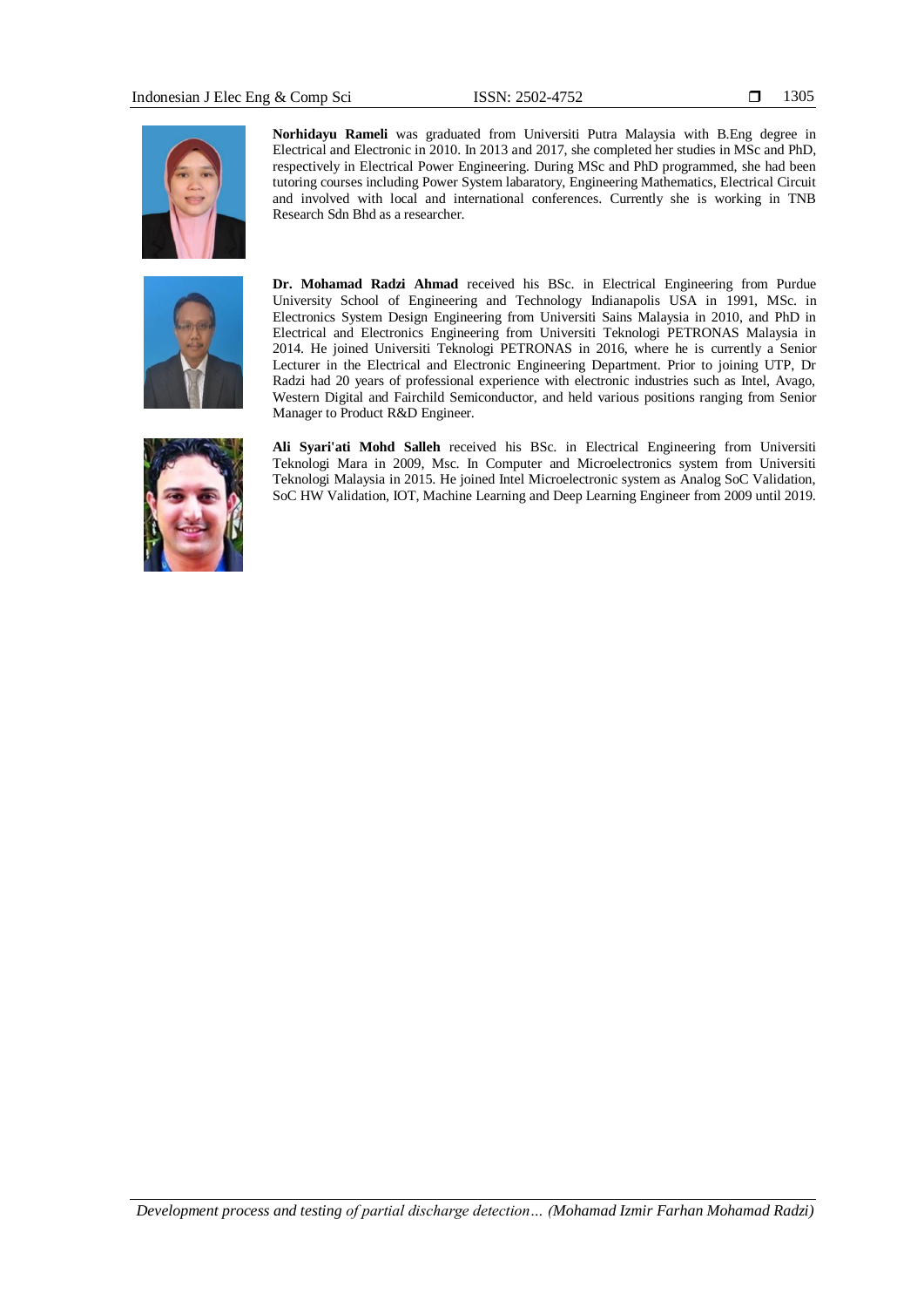**Norhidayu Rameli** was graduated from Universiti Putra Malaysia with B.Eng degree in Electrical and Electronic in 2010. In 2013 and 2017, she completed her studies in MSc and PhD, respectively in Electrical Power Engineering. During MSc and PhD programmed, she had been tutoring courses including Power System labaratory, Engineering Mathematics, Electrical Circuit and involved with local and international conferences. Currently she is working in TNB Research Sdn Bhd as a researcher.

**Dr. Mohamad Radzi Ahmad** received his BSc. in Electrical Engineering from Purdue University School of Engineering and Technology Indianapolis USA in 1991, MSc. in Electronics System Design Engineering from Universiti Sains Malaysia in 2010, and PhD in Electrical and Electronics Engineering from Universiti Teknologi PETRONAS Malaysia in 2014. He joined Universiti Teknologi PETRONAS in 2016, where he is currently a Senior Lecturer in the Electrical and Electronic Engineering Department. Prior to joining UTP, Dr Radzi had 20 years of professional experience with electronic industries such as Intel, Avago, Western Digital and Fairchild Semiconductor, and held various positions ranging from Senior Manager to Product R&D Engineer.

**Ali Syari'ati Mohd Salleh** received his BSc. in Electrical Engineering from Universiti Teknologi Mara in 2009, Msc. In Computer and Microelectronics system from Universiti Teknologi Malaysia in 2015. He joined Intel Microelectronic system as Analog SoC Validation, SoC HW Validation, IOT, Machine Learning and Deep Learning Engineer from 2009 until 2019.